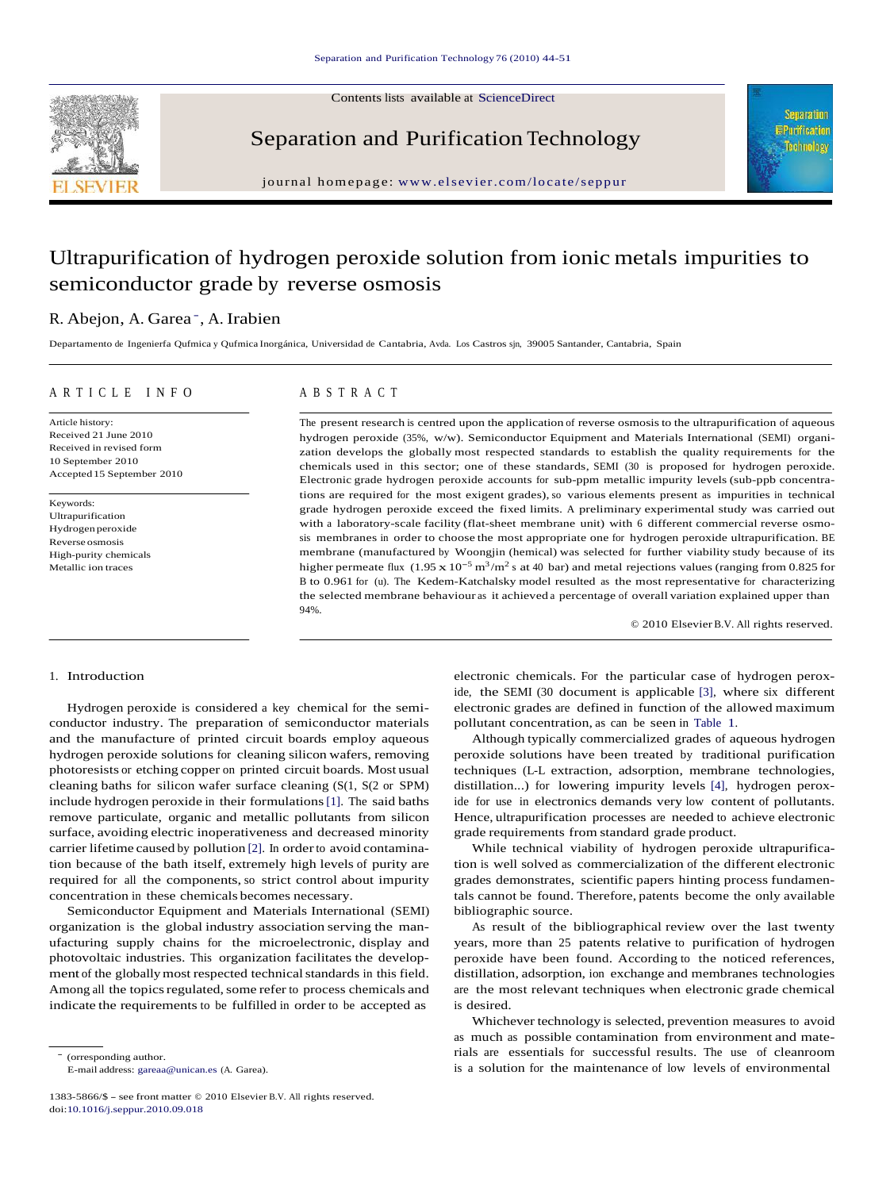Contents lists available at ScienceDirect

# Separation and Purification Technology

journal homepage: www.elsevier.com/locate/seppur

# Ultrapurification of hydrogen peroxide solution from ionic metals impurities to semiconductor grade by reverse osmosis

R. Abejon, A. Garea [*], A. Irabien

Departamento de Ingenierfa Qufmica y Qufmica Inorgánica, Universidad de Cantabria, Avda. Los Castros sjn, 39005 Santander, Cantabria, Spain

## ARTICLE INFO

Article history:
Received 21 June 2010
Received in revised form 10 September 2010
Accepted 15 September 2010

Keywords:
Ultrapurification
Hydrogen peroxide
Reverse osmosis
High-purity chemicals
Metallic ion traces

## ABSTRACT

The present research is centred upon the application of reverse osmosis to the ultrapurification of aqueous hydrogen peroxide (35%, w/w). Semiconductor Equipment and Materials International (SEMI) organization develops the globally most respected standards to establish the quality requirements for the chemicals used in this sector; one of these standards, SEMI (30 is proposed for hydrogen peroxide. Electronic grade hydrogen peroxide accounts for sub-ppm metallic impurity levels (sub-ppb concentrations are required for the most exigent grades), so various elements present as impurities in technical grade hydrogen peroxide exceed the fixed limits. A preliminary experimental study was carried out with a laboratory-scale facility (flat-sheet membrane unit) with 6 different commercial reverse osmosis membranes in order to choose the most appropriate one for hydrogen peroxide ultrapurification. BE membrane (manufactured by Woongjin (hemical) was selected for further viability study because of its higher permeate flux ($1.95 \times 10^{-5}$ $m^3/m^2$ s at 40 bar) and metal rejections values (ranging from 0.825 for B to 0.961 for (u). The Kedem-Katchalsky model resulted as the most representative for characterizing the selected membrane behaviour as it achieved a percentage of overall variation explained upper than 94%.

© 2010 Elsevier B.V. All rights reserved.

## 1. Introduction

Hydrogen peroxide is considered a key chemical for the semiconductor industry. The preparation of semiconductor materials and the manufacture of printed circuit boards employ aqueous hydrogen peroxide solutions for cleaning silicon wafers, removing photoresists or etching copper on printed circuit boards. Most usual cleaning baths for silicon wafer surface cleaning (S(1, S(2 or SPM) include hydrogen peroxide in their formulations [1]. The said baths remove particulate, organic and metallic pollutants from silicon surface, avoiding electric inoperativeness and decreased minority carrier lifetime caused by pollution [2]. In order to avoid contamination because of the bath itself, extremely high levels of purity are required for all the components, so strict control about impurity concentration in these chemicals becomes necessary.

Semiconductor Equipment and Materials International (SEMI) organization is the global industry association serving the manufacturing supply chains for the microelectronic, display and photovoltaic industries. This organization facilitates the development of the globally most respected technical standards in this field. Among all the topics regulated, some refer to process chemicals and indicate the requirements to be fulfilled in order to be accepted as electronic chemicals. For the particular case of hydrogen peroxide, the SEMI (30 document is applicable [3], where six different electronic grades are defined in function of the allowed maximum pollutant concentration, as can be seen in Table 1.

Although typically commercialized grades of aqueous hydrogen peroxide solutions have been treated by traditional purification techniques (L-L extraction, adsorption, membrane technologies, distillation...) for lowering impurity levels [4], hydrogen peroxide for use in electronics demands very low content of pollutants. Hence, ultrapurification processes are needed to achieve electronic grade requirements from standard grade product.

While technical viability of hydrogen peroxide ultrapurification is well solved as commercialization of the different electronic grades demonstrates, scientific papers hinting process fundamentals cannot be found. Therefore, patents become the only available bibliographic source.

As result of the bibliographical review over the last twenty years, more than 25 patents relative to purification of hydrogen peroxide have been found. According to the noticed references, distillation, adsorption, ion exchange and membranes technologies are the most relevant techniques when electronic grade chemical is desired.

Whichever technology is selected, prevention measures to avoid as much as possible contamination from environment and materials are essentials for successful results. The use of cleanroom is a solution for the maintenance of low levels of environmental

[*] (orresponding author.
E-mail address: gareaa@unican.es (A. Garea).

1383-5866/$ – see front matter © 2010 Elsevier B.V. All rights reserved.
doi:10.1016/j.seppur.2010.09.018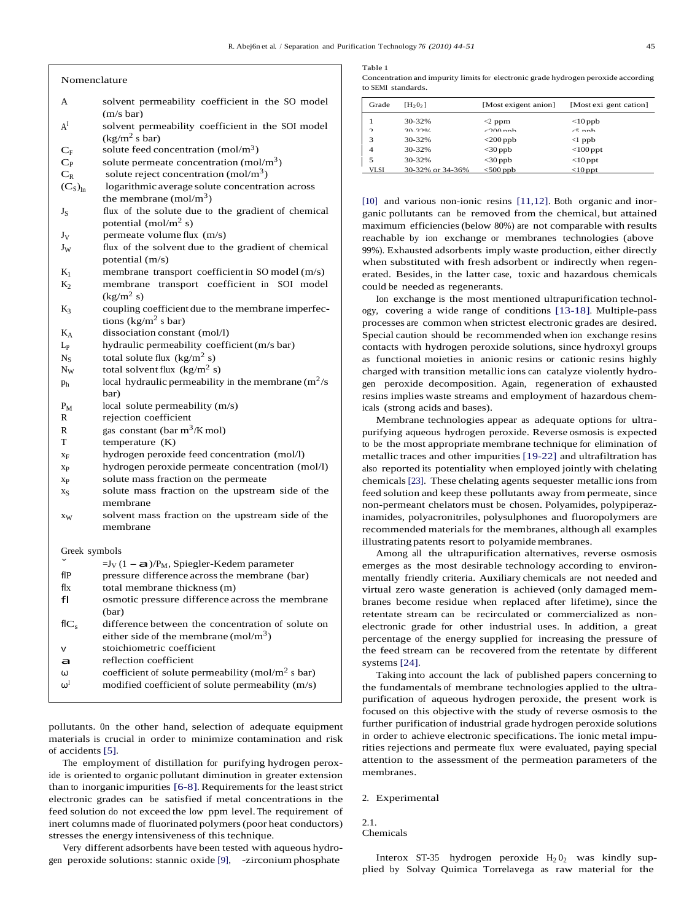## Nomenclature

| | |
|---|---|
| $A$ | solvent permeability coefficient in the SO model (m/s bar) |
| $A^I$ | solvent permeability coefficient in the SOI model (kg/m$^2$ s bar) |
| $C_F$ | solute feed concentration (mol/m$^3$) |
| $C_P$ | solute permeate concentration (mol/m$^3$) |
| $C_R$ | solute reject concentration (mol/m$^3$) |
| $(C_S)_{ln}$ | logarithmic average solute concentration across the membrane (mol/m$^3$) |
| $J_S$ | flux of the solute due to the gradient of chemical potential (mol/m$^2$ s) |
| $J_V$ | permeate volume flux (m/s) |
| $J_W$ | flux of the solvent due to the gradient of chemical potential (m/s) |
| $K_1$ | membrane transport coefficient in SO model (m/s) |
| $K_2$ | membrane transport coefficient in SOI model (kg/m$^2$ s) |
| $K_3$ | coupling coefficient due to the membrane imperfections (kg/m$^2$ s bar) |
| $K_A$ | dissociation constant (mol/l) |
| $L_P$ | hydraulic permeability coefficient (m/s bar) |
| $N_S$ | total solute flux (kg/m$^2$ s) |
| $N_W$ | total solvent flux (kg/m$^2$ s) |
| $p_h$ | local hydraulic permeability in the membrane (m$^2$/s bar) |
| $P_M$ | local solute permeability (m/s) |
| $R$ | rejection coefficient |
| $R$ | gas constant (bar m$^3$/K mol) |
| $T$ | temperature (K) |
| $x_F$ | hydrogen peroxide feed concentration (mol/l) |
| $x_P$ | hydrogen peroxide permeate concentration (mol/l) |
| $x_P$ | solute mass fraction on the permeate |
| $x_S$ | solute mass fraction on the upstream side of the membrane |
| $x_W$ | solvent mass fraction on the upstream side of the membrane |

*Greek symbols*

| | |
|---|---|
| $\xi$ | $=J_V(1-\sigma)/P_M$, Spiegler-Kedem parameter |
| $\Delta P$ | pressure difference across the membrane (bar) |
| $\Delta x$ | total membrane thickness (m) |
| $\Delta\pi$ | osmotic pressure difference across the membrane (bar) |
| $\Delta C_s$ | difference between the concentration of solute on either side of the membrane (mol/m$^3$) |
| $\nu$ | stoichiometric coefficient |
| $\sigma$ | reflection coefficient |
| $\omega$ | coefficient of solute permeability (mol/m$^2$ s bar) |
| $\omega^I$ | modified coefficient of solute permeability (m/s) |

pollutants. On the other hand, selection of adequate equipment materials is crucial in order to minimize contamination and risk of accidents [5].

The employment of distillation for purifying hydrogen peroxide is oriented to organic pollutant diminution in greater extension than to inorganic impurities [6-8]. Requirements for the least strict electronic grades can be satisfied if metal concentrations in the feed solution do not exceed the low ppm level. The requirement of inert columns made of fluorinated polymers (poor heat conductors) stresses the energy intensiveness of this technique.

Very different adsorbents have been tested with aqueous hydrogen peroxide solutions: stannic oxide [9], -zirconium phosphate [10] and various non-ionic resins [11,12]. Both organic and inorganic pollutants can be removed from the chemical, but attained maximum efficiencies (below 80%) are not comparable with results reachable by ion exchange or membranes technologies (above 99%). Exhausted adsorbents imply waste production, either directly when substituted with fresh adsorbent or indirectly when regenerated. Besides, in the latter case, toxic and hazardous chemicals could be needed as regenerants.

Table 1
Concentration and impurity limits for electronic grade hydrogen peroxide according to SEMI standards.

| Grade | $[H_2O_2]$ | [Most exigent anion] | [Most exigent cation] |
|---|---|---|---|
| 1 | 30-32% | <2 ppm | <10 ppb |
| 2 | 30-32% | <200 ppb | <5 ppb |
| 3 | 30-32% | <200 ppb | <1 ppb |
| 4 | 30-32% | <30 ppb | <100 ppt |
| 5 | 30-32% | <30 ppb | <10 ppt |
| VLSI | 30-32% or 34-36% | <500 ppb | <10 ppt |

Ion exchange is the most mentioned ultrapurification technology, covering a wide range of conditions [13-18]. Multiple-pass processes are common when strictest electronic grades are desired. Special caution should be recommended when ion exchange resins contacts with hydrogen peroxide solutions, since hydroxyl groups as functional moieties in anionic resins or cationic resins highly charged with transition metallic ions can catalyze violently hydrogen peroxide decomposition. Again, regeneration of exhausted resins implies waste streams and employment of hazardous chemicals (strong acids and bases).

Membrane technologies appear as adequate options for ultrapurifying aqueous hydrogen peroxide. Reverse osmosis is expected to be the most appropriate membrane technique for elimination of metallic traces and other impurities [19-22] and ultrafiltration has also reported its potentiality when employed jointly with chelating chemicals [23]. These chelating agents sequester metallic ions from feed solution and keep these pollutants away from permeate, since non-permeant chelators must be chosen. Polyamides, polypiperazinamides, polyacronitriles, polysulphones and fluoropolymers are recommended materials for the membranes, although all examples illustrating patents resort to polyamide membranes.

Among all the ultrapurification alternatives, reverse osmosis emerges as the most desirable technology according to environmentally friendly criteria. Auxiliary chemicals are not needed and virtual zero waste generation is achieved (only damaged membranes become residue when replaced after lifetime), since the retentate stream can be recirculated or commercialized as non-electronic grade for other industrial uses. In addition, a great percentage of the energy supplied for increasing the pressure of the feed stream can be recovered from the retentate by different systems [24].

Taking into account the lack of published papers concerning to the fundamentals of membrane technologies applied to the ultrapurification of aqueous hydrogen peroxide, the present work is focused on this objective with the study of reverse osmosis to the further purification of industrial grade hydrogen peroxide solutions in order to achieve electronic specifications. The ionic metal impurities rejections and permeate flux were evaluated, paying special attention to the assessment of the permeation parameters of the membranes.

## 2. Experimental

### 2.1. Chemicals

Interox ST-35 hydrogen peroxide $H_2O_2$ was kindly supplied by Solvay Quimica Torrelavega as raw material for the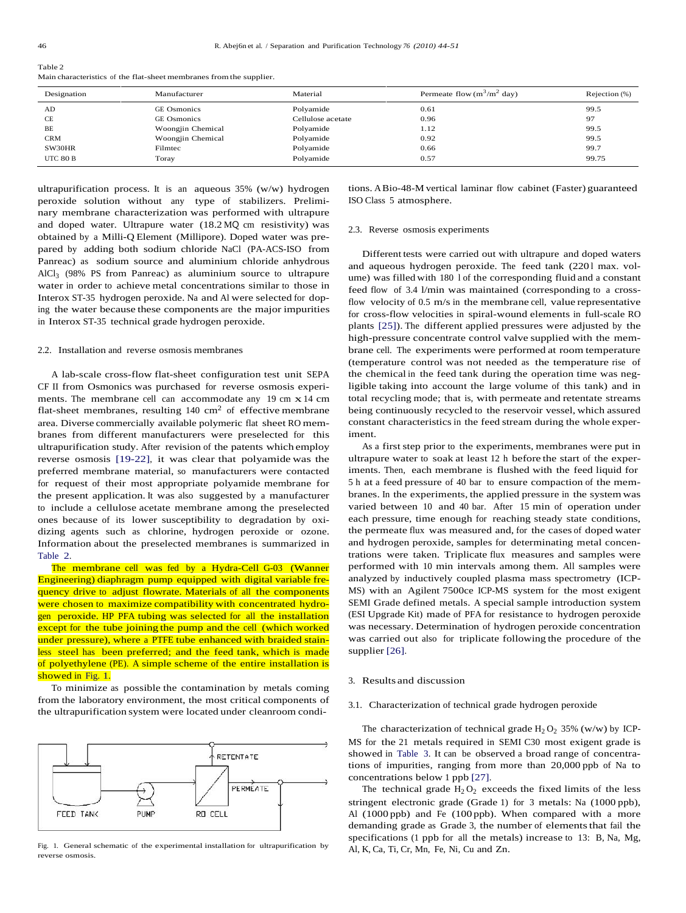Table 2
Main characteristics of the flat-sheet membranes from the supplier.

| Designation | Manufacturer | Material | Permeate flow ($m^3/m^2$ day) | Rejection (%) |
|---|---|---|---|---|
| AD | GE Osmonics | Polyamide | 0.61 | 99.5 |
| CE | GE Osmonics | Cellulose acetate | 0.96 | 97 |
| BE | Woongjin Chemical | Polyamide | 1.12 | 99.5 |
| CRM | Woongjin Chemical | Polyamide | 0.92 | 99.5 |
| SW30HR | Filmtec | Polyamide | 0.66 | 99.7 |
| UTC 80 B | Toray | Polyamide | 0.57 | 99.75 |

ultrapurification process. It is an aqueous 35% (w/w) hydrogen peroxide solution without any type of stabilizers. Preliminary membrane characterization was performed with ultrapure and doped water. Ultrapure water (18.2 MΩ cm resistivity) was obtained by a Milli-Q Element (Millipore). Doped water was prepared by adding both sodium chloride NaCl (PA-ACS-ISO from Panreac) as sodium source and aluminium chloride anhydrous $AlCl_3$ (98% PS from Panreac) as aluminium source to ultrapure water in order to achieve metal concentrations similar to those in Interox ST-35 hydrogen peroxide. Na and Al were selected for doping the water because these components are the major impurities in Interox ST-35 technical grade hydrogen peroxide.

### 2.2. Installation and reverse osmosis membranes

A lab-scale cross-flow flat-sheet configuration test unit SEPA CF II from Osmonics was purchased for reverse osmosis experiments. The membrane cell can accommodate any 19 cm × 14 cm flat-sheet membranes, resulting 140 $cm^2$ of effective membrane area. Diverse commercially available polymeric flat sheet RO membranes from different manufacturers were preselected for this ultrapurification study. After revision of the patents which employ reverse osmosis [19-22], it was clear that polyamide was the preferred membrane material, so manufacturers were contacted for request of their most appropriate polyamide membrane for the present application. It was also suggested by a manufacturer to include a cellulose acetate membrane among the preselected ones because of its lower susceptibility to degradation by oxidizing agents such as chlorine, hydrogen peroxide or ozone. Information about the preselected membranes is summarized in Table 2.

The membrane cell was fed by a Hydra-Cell G-03 (Wanner Engineering) diaphragm pump equipped with digital variable frequency drive to adjust flowrate. Materials of all the components were chosen to maximize compatibility with concentrated hydrogen peroxide. HP PFA tubing was selected for all the installation except for the tube joining the pump and the cell (which worked under pressure), where a PTFE tube enhanced with braided stainless steel has been preferred; and the feed tank, which is made of polyethylene (PE). A simple scheme of the entire installation is showed in Fig. 1.

To minimize as possible the contamination by metals coming from the laboratory environment, the most critical components of the ultrapurification system were located under cleanroom conditions. A Bio-48-M vertical laminar flow cabinet (Faster) guaranteed ISO Class 5 atmosphere.

FEED TANK | PUMP | RO CELL | RETENTATE | PERMEATE

Fig. 1. General schematic of the experimental installation for ultrapurification by reverse osmosis.

### 2.3. Reverse osmosis experiments

Different tests were carried out with ultrapure and doped waters and aqueous hydrogen peroxide. The feed tank (220 l max. volume) was filled with 180 l of the corresponding fluid and a constant feed flow of 3.4 l/min was maintained (corresponding to a cross-flow velocity of 0.5 m/s in the membrane cell, value representative for cross-flow velocities in spiral-wound elements in full-scale RO plants [25]). The different applied pressures were adjusted by the high-pressure concentrate control valve supplied with the membrane cell. The experiments were performed at room temperature (temperature control was not needed as the temperature rise of the chemical in the feed tank during the operation time was negligible taking into account the large volume of this tank) and in total recycling mode; that is, with permeate and retentate streams being continuously recycled to the reservoir vessel, which assured constant characteristics in the feed stream during the whole experiment.

As a first step prior to the experiments, membranes were put in ultrapure water to soak at least 12 h before the start of the experiments. Then, each membrane is flushed with the feed liquid for 5 h at a feed pressure of 40 bar to ensure compaction of the membranes. In the experiments, the applied pressure in the system was varied between 10 and 40 bar. After 15 min of operation under each pressure, time enough for reaching steady state conditions, the permeate flux was measured and, for the cases of doped water and hydrogen peroxide, samples for determinating metal concentrations were taken. Triplicate flux measures and samples were performed with 10 min intervals among them. All samples were analyzed by inductively coupled plasma mass spectrometry (ICP-MS) with an Agilent 7500ce ICP-MS system for the most exigent SEMI Grade defined metals. A special sample introduction system (ESI Upgrade Kit) made of PFA for resistance to hydrogen peroxide was necessary. Determination of hydrogen peroxide concentration was carried out also for triplicate following the procedure of the supplier [26].

## 3. Results and discussion

### 3.1. Characterization of technical grade hydrogen peroxide

The characterization of technical grade $H_2O_2$ 35% (w/w) by ICP-MS for the 21 metals required in SEMI C30 most exigent grade is showed in Table 3. It can be observed a broad range of concentrations of impurities, ranging from more than 20,000 ppb of Na to concentrations below 1 ppb [27].

The technical grade $H_2O_2$ exceeds the fixed limits of the less stringent electronic grade (Grade 1) for 3 metals: Na (1000 ppb), Al (1000 ppb) and Fe (100 ppb). When compared with a more demanding grade as Grade 3, the number of elements that fail the specifications (1 ppb for all the metals) increase to 13: B, Na, Mg, Al, K, Ca, Ti, Cr, Mn, Fe, Ni, Cu and Zn.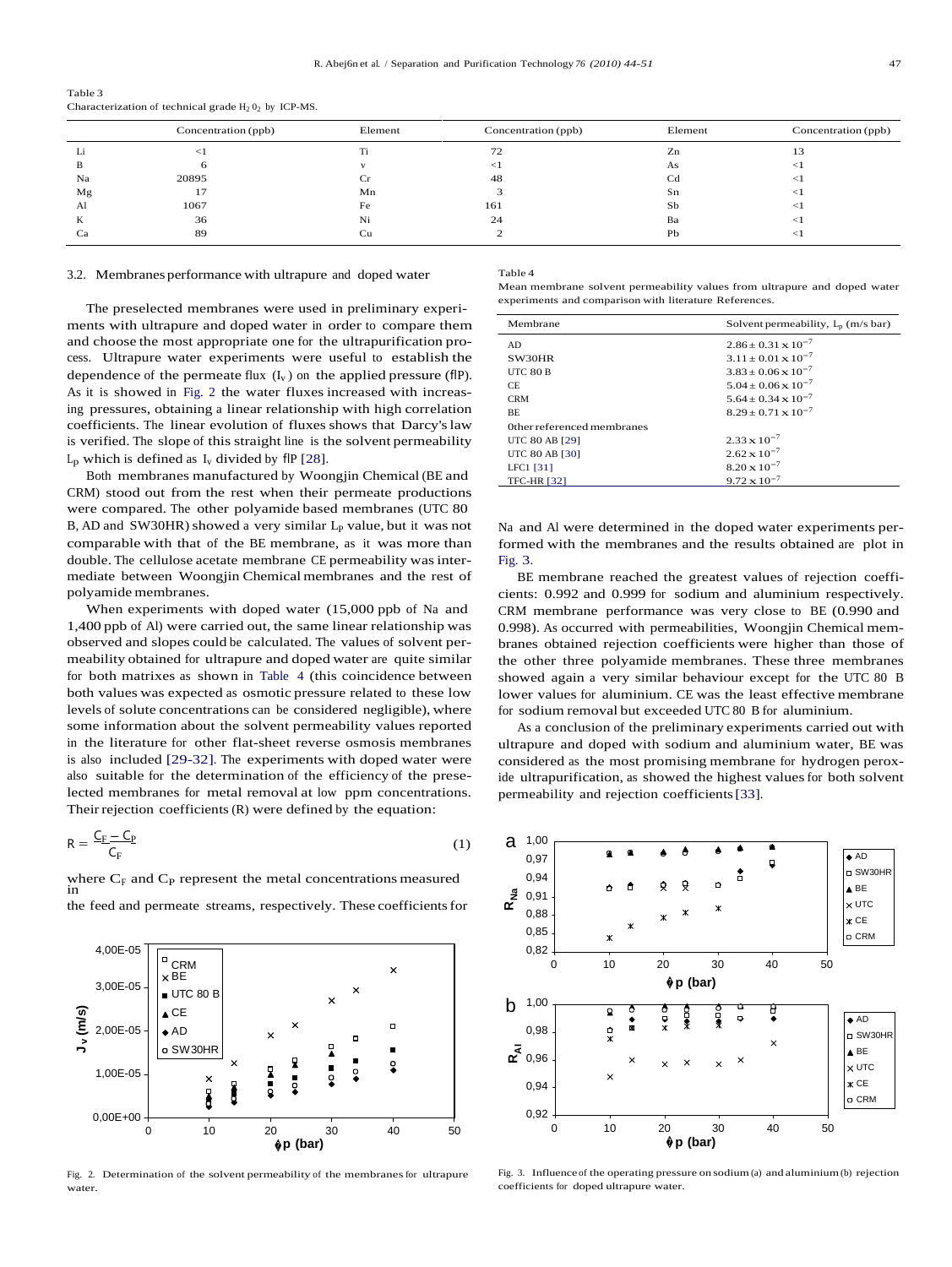Table 3
Characterization of technical grade $H_2O_2$ by ICP-MS.

| | Concentration (ppb) | Element | Concentration (ppb) | Element | Concentration (ppb) |
|---|---|---|---|---|---|
| Li | <1 | Ti | 72 | Zn | 13 |
| B | 6 | v | <1 | As | <1 |
| Na | 20895 | Cr | 48 | Cd | <1 |
| Mg | 17 | Mn | 3 | Sn | <1 |
| Al | 1067 | Fe | 161 | Sb | <1 |
| K | 36 | Ni | 24 | Ba | <1 |
| Ca | 89 | Cu | 2 | Pb | <1 |

### 3.2. Membranes performance with ultrapure and doped water

The preselected membranes were used in preliminary experiments with ultrapure and doped water in order to compare them and choose the most appropriate one for the ultrapurification process. Ultrapure water experiments were useful to establish the dependence of the permeate flux ($I_v$) on the applied pressure (flP). As it is showed in Fig. 2 the water fluxes increased with increasing pressures, obtaining a linear relationship with high correlation coefficients. The linear evolution of fluxes shows that Darcy's law is verified. The slope of this straight line is the solvent permeability $L_p$ which is defined as $I_v$ divided by flP [28].

Both membranes manufactured by Woongjin Chemical (BE and CRM) stood out from the rest when their permeate productions were compared. The other polyamide based membranes (UTC 80 B, AD and SW30HR) showed a very similar $L_p$ value, but it was not comparable with that of the BE membrane, as it was more than double. The cellulose acetate membrane CE permeability was intermediate between Woongjin Chemical membranes and the rest of polyamide membranes.

When experiments with doped water (15,000 ppb of Na and 1,400 ppb of Al) were carried out, the same linear relationship was observed and slopes could be calculated. The values of solvent permeability obtained for ultrapure and doped water are quite similar for both matrixes as shown in Table 4 (this coincidence between both values was expected as osmotic pressure related to these low levels of solute concentrations can be considered negligible), where some information about the solvent permeability values reported in the literature for other flat-sheet reverse osmosis membranes is also included [29-32]. The experiments with doped water were also suitable for the determination of the efficiency of the preselected membranes for metal removal at low ppm concentrations. Their rejection coefficients (R) were defined by the equation:

$$R = \frac{C_F - C_P}{C_F} \tag{1}$$

where $C_F$ and $C_P$ represent the metal concentrations measured in the feed and permeate streams, respectively. These coefficients for Na and Al were determined in the doped water experiments performed with the membranes and the results obtained are plot in Fig. 3.

Table 4
Mean membrane solvent permeability values from ultrapure and doped water experiments and comparison with literature References.

| Membrane | Solvent permeability, $L_p$ (m/s bar) |
|---|---|
| AD | $2.86 \pm 0.31 \times 10^{-7}$ |
| SW30HR | $3.11 \pm 0.01 \times 10^{-7}$ |
| UTC 80 B | $3.83 \pm 0.06 \times 10^{-7}$ |
| CE | $5.04 \pm 0.06 \times 10^{-7}$ |
| CRM | $5.64 \pm 0.34 \times 10^{-7}$ |
| BE | $8.29 \pm 0.71 \times 10^{-7}$ |
| 0ther referenced membranes | |
| UTC 80 AB [29] | $2.33 \times 10^{-7}$ |
| UTC 80 AB [30] | $2.62 \times 10^{-7}$ |
| LFC1 [31] | $8.20 \times 10^{-7}$ |
| TFC-HR [32] | $9.72 \times 10^{-7}$ |

BE membrane reached the greatest values of rejection coefficients: 0.992 and 0.999 for sodium and aluminium respectively. CRM membrane performance was very close to BE (0.990 and 0.998). As occurred with permeabilities, Woongjin Chemical membranes obtained rejection coefficients were higher than those of the other three polyamide membranes. These three membranes showed again a very similar behaviour except for the UTC 80 B lower values for aluminium. CE was the least effective membrane for sodium removal but exceeded UTC 80 B for aluminium.

As a conclusion of the preliminary experiments carried out with ultrapure and doped with sodium and aluminium water, BE was considered as the most promising membrane for hydrogen peroxide ultrapurification, as showed the highest values for both solvent permeability and rejection coefficients [33].

Fig. 2. Determination of the solvent permeability of the membranes for ultrapure water.

Fig. 3. Influence of the operating pressure on sodium (a) and aluminium (b) rejection coefficients for doped ultrapure water.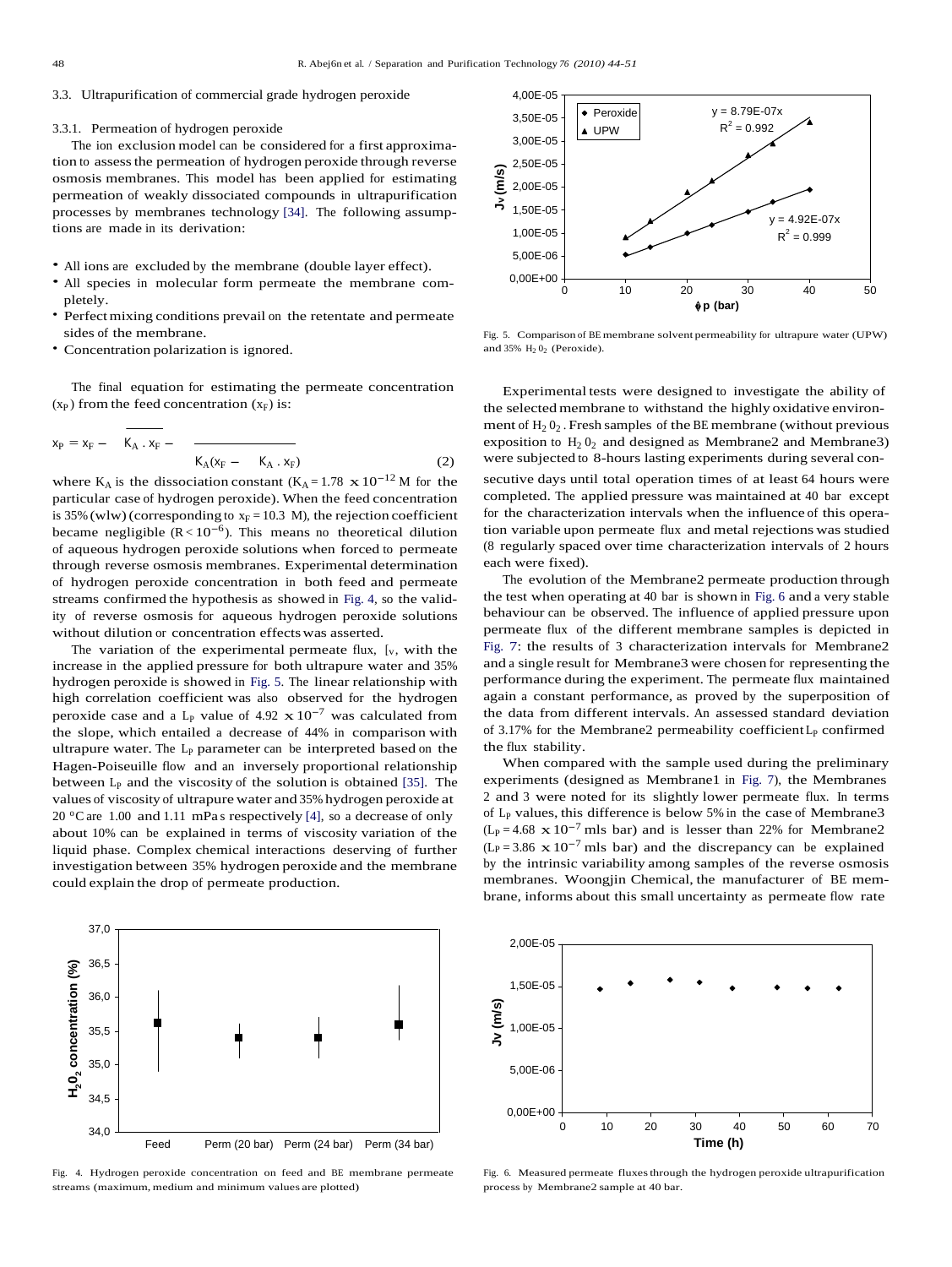### 3.3. Ultrapurification of commercial grade hydrogen peroxide

#### 3.3.1. Permeation of hydrogen peroxide

The ion exclusion model can be considered for a first approximation to assess the permeation of hydrogen peroxide through reverse osmosis membranes. This model has been applied for estimating permeation of weakly dissociated compounds in ultrapurification processes by membranes technology [34]. The following assumptions are made in its derivation:

- All ions are excluded by the membrane (double layer effect).
- All species in molecular form permeate the membrane completely.
- Perfect mixing conditions prevail on the retentate and permeate sides of the membrane.
- Concentration polarization is ignored.

The final equation for estimating the permeate concentration ($x_P$) from the feed concentration ($x_F$) is:

$$x_P = x_F - \sqrt{K_A \cdot x_F} - \frac{}{K_A(x_F - \sqrt{K_A \cdot x_F})} \quad (2)$$

where $K_A$ is the dissociation constant ($K_A = 1.78 \times 10^{-12}$ M for the particular case of hydrogen peroxide). When the feed concentration is 35% (w/w) (corresponding to $x_F = 10.3$ M), the rejection coefficient became negligible ($R < 10^{-6}$). This means no theoretical dilution of aqueous hydrogen peroxide solutions when forced to permeate through reverse osmosis membranes. Experimental determination of hydrogen peroxide concentration in both feed and permeate streams confirmed the hypothesis as showed in Fig. 4, so the validity of reverse osmosis for aqueous hydrogen peroxide solutions without dilution or concentration effects was asserted.

The variation of the experimental permeate flux, $J_v$, with the increase in the applied pressure for both ultrapure water and 35% hydrogen peroxide is showed in Fig. 5. The linear relationship with high correlation coefficient was also observed for the hydrogen peroxide case and a $L_P$ value of $4.92 \times 10^{-7}$ was calculated from the slope, which entailed a decrease of 44% in comparison with ultrapure water. The $L_P$ parameter can be interpreted based on the Hagen-Poiseuille flow and an inversely proportional relationship between $L_P$ and the viscosity of the solution is obtained [35]. The values of viscosity of ultrapure water and 35% hydrogen peroxide at 20 °C are 1.00 and 1.11 mPa s respectively [4], so a decrease of only about 10% can be explained in terms of viscosity variation of the liquid phase. Complex chemical interactions deserving of further investigation between 35% hydrogen peroxide and the membrane could explain the drop of permeate production.

Fig. 5. Comparison of BE membrane solvent permeability for ultrapure water (UPW) and 35% $H_2O_2$ (Peroxide).

Experimental tests were designed to investigate the ability of the selected membrane to withstand the highly oxidative environment of $H_2O_2$. Fresh samples of the BE membrane (without previous exposition to $H_2O_2$ and designed as Membrane2 and Membrane3) were subjected to 8-hours lasting experiments during several consecutive days until total operation times of at least 64 hours were completed. The applied pressure was maintained at 40 bar except for the characterization intervals when the influence of this operation variable upon permeate flux and metal rejections was studied (8 regularly spaced over time characterization intervals of 2 hours each were fixed).

The evolution of the Membrane2 permeate production through the test when operating at 40 bar is shown in Fig. 6 and a very stable behaviour can be observed. The influence of applied pressure upon permeate flux of the different membrane samples is depicted in Fig. 7: the results of 3 characterization intervals for Membrane2 and a single result for Membrane3 were chosen for representing the performance during the experiment. The permeate flux maintained again a constant performance, as proved by the superposition of the data from different intervals. An assessed standard deviation of 3.17% for the Membrane2 permeability coefficient $L_P$ confirmed the flux stability.

When compared with the sample used during the preliminary experiments (designed as Membrane1 in Fig. 7), the Membranes 2 and 3 were noted for its slightly lower permeate flux. In terms of $L_P$ values, this difference is below 5% in the case of Membrane3 ($L_P = 4.68 \times 10^{-7}$ m/s bar) and is lesser than 22% for Membrane2 ($L_P = 3.86 \times 10^{-7}$ m/s bar) and the discrepancy can be explained by the intrinsic variability among samples of the reverse osmosis membranes. Woongjin Chemical, the manufacturer of BE membrane, informs about this small uncertainty as permeate flow rate

Fig. 4. Hydrogen peroxide concentration on feed and BE membrane permeate streams (maximum, medium and minimum values are plotted).

Fig. 6. Measured permeate fluxes through the hydrogen peroxide ultrapurification process by Membrane2 sample at 40 bar.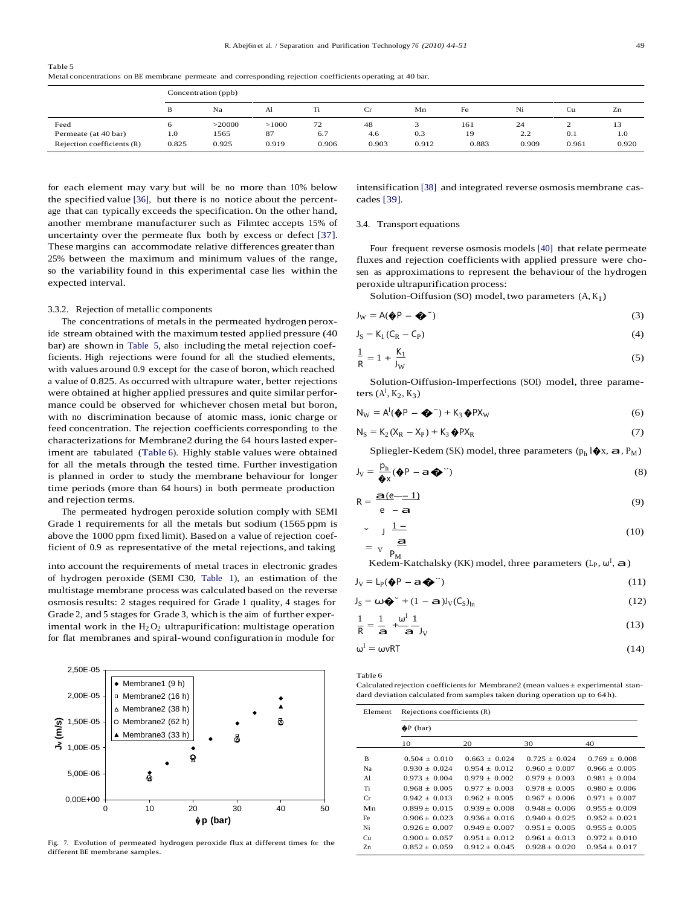Table 5
Metal concentrations on BE membrane permeate and corresponding rejection coefficients operating at 40 bar.

| | Concentration (ppb) | | | | | | | | | |
|---|---|---|---|---|---|---|---|---|---|---|
| | B | Na | Al | Ti | Cr | Mn | Fe | Ni | Cu | Zn |
| Feed | 6 | >20000 | >1000 | 72 | 48 | 3 | 161 | 24 | 2 | 13 |
| Permeate (at 40 bar) | 1.0 | 1565 | 87 | 6.7 | 4.6 | 0.3 | 19 | 2.2 | 0.1 | 1.0 |
| Rejection coefficients (R) | 0.825 | 0.925 | 0.919 | 0.906 | 0.903 | 0.912 | 0.883 | 0.909 | 0.961 | 0.920 |

for each element may vary but will be no more than 10% below the specified value [36], but there is no notice about the percentage that can typically exceeds the specification. On the other hand, another membrane manufacturer such as Filmtec accepts 15% of uncertainty over the permeate flux both by excess or defect [37]. These margins can accommodate relative differences greater than 25% between the maximum and minimum values of the range, so the variability found in this experimental case lies within the expected interval.

#### 3.3.2. Rejection of metallic components

The concentrations of metals in the permeated hydrogen peroxide stream obtained with the maximum tested applied pressure (40 bar) are shown in Table 5, also including the metal rejection coefficients. High rejections were found for all the studied elements, with values around 0.9 except for the case of boron, which reached a value of 0.825. As occurred with ultrapure water, better rejections were obtained at higher applied pressures and quite similar performance could be observed for whichever chosen metal but boron, with no discrimination because of atomic mass, ionic charge or feed concentration. The rejection coefficients corresponding to the characterizations for Membrane2 during the 64 hours lasted experiment are tabulated (Table 6). Highly stable values were obtained for all the metals through the tested time. Further investigation is planned in order to study the membrane behaviour for longer time periods (more than 64 hours) in both permeate production and rejection terms.

The permeated hydrogen peroxide solution comply with SEMI Grade 1 requirements for all the metals but sodium (1565 ppm is above the 1000 ppm fixed limit). Based on a value of rejection coefficient of 0.9 as representative of the metal rejections, and taking into account the requirements of metal traces in electronic grades of hydrogen peroxide (SEMI C30, Table 1), an estimation of the multistage membrane process was calculated based on the reverse osmosis results: 2 stages required for Grade 1 quality, 4 stages for Grade 2, and 5 stages for Grade 3, which is the aim of further experimental work in the $H_2O_2$ ultrapurification: multistage operation for flat membranes and spiral-wound configuration in module for intensification [38] and integrated reverse osmosis membrane cascades [39].

Fig. 7. Evolution of permeated hydrogen peroxide flux at different times for the different BE membrane samples.

### 3.4. Transport equations

Four frequent reverse osmosis models [40] that relate permeate fluxes and rejection coefficients with applied pressure were chosen as approximations to represent the behaviour of the hydrogen peroxide ultrapurification process:

Solution-Diffusion (SD) model, two parameters $(A, K_1)$

$$J_W = A(\Delta P - \Delta\pi) \tag{3}$$

$$J_S = K_1(C_R - C_P) \tag{4}$$

$$\frac{1}{R} = 1 + \frac{K_1}{J_W} \tag{5}$$

Solution-Diffusion-Imperfections (SDI) model, three parameters $(A^I, K_2, K_3)$

$$N_W = A^I(\Delta P - \Delta\pi) + K_3\Delta P X_W \tag{6}$$

$$N_S = K_2(X_R - X_P) + K_3\Delta P X_R \tag{7}$$

Spiegler-Kedem (SK) model, three parameters $(p_h/\Delta x, \sigma, P_M)$

$$J_V = \frac{p_h}{\Delta x}(\Delta P - \sigma\Delta\pi) \tag{8}$$

$$R = \frac{\sigma(e - 1)}{e - \sigma} \tag{9}$$

$$\ldots = J_V \frac{1-\sigma}{P_M} \tag{10}$$

Kedem-Katchalsky (KK) model, three parameters $(L_P, \omega^I, \sigma)$

$$J_V = L_P(\Delta P - \sigma\Delta\pi) \tag{11}$$

$$J_S = \omega\Delta\pi + (1-\sigma)J_V(C_S)_{ln} \tag{12}$$

$$\frac{1}{R} = \frac{1}{\sigma} + \frac{\omega^I}{\sigma}\frac{1}{J_V} \tag{13}$$

$$\omega^I = \omega\nu RT \tag{14}$$

Table 6
Calculated rejection coefficients for Membrane2 (mean values ± experimental standard deviation calculated from samples taken during operation up to 64 h).

| Element | Rejections coefficients (R) | | | |
|---|---|---|---|---|
| | $\Delta P$ (bar) | | | |
| | 10 | 20 | 30 | 40 |
| B | 0.504 ± 0.010 | 0.663 ± 0.024 | 0.725 ± 0.024 | 0.769 ± 0.008 |
| Na | 0.930 ± 0.024 | 0.954 ± 0.012 | 0.960 ± 0.007 | 0.966 ± 0.005 |
| Al | 0.973 ± 0.004 | 0.979 ± 0.002 | 0.979 ± 0.003 | 0.981 ± 0.004 |
| Ti | 0.968 ± 0.005 | 0.977 ± 0.003 | 0.978 ± 0.005 | 0.980 ± 0.006 |
| Cr | 0.942 ± 0.013 | 0.962 ± 0.005 | 0.967 ± 0.006 | 0.971 ± 0.007 |
| Mn | 0.899 ± 0.015 | 0.939 ± 0.008 | 0.948 ± 0.006 | 0.955 ± 0.009 |
| Fe | 0.906 ± 0.023 | 0.936 ± 0.016 | 0.940 ± 0.025 | 0.952 ± 0.021 |
| Ni | 0.926 ± 0.007 | 0.949 ± 0.007 | 0.951 ± 0.005 | 0.955 ± 0.005 |
| Cu | 0.900 ± 0.057 | 0.951 ± 0.012 | 0.961 ± 0.013 | 0.972 ± 0.010 |
| Zn | 0.852 ± 0.059 | 0.912 ± 0.045 | 0.928 ± 0.020 | 0.954 ± 0.017 |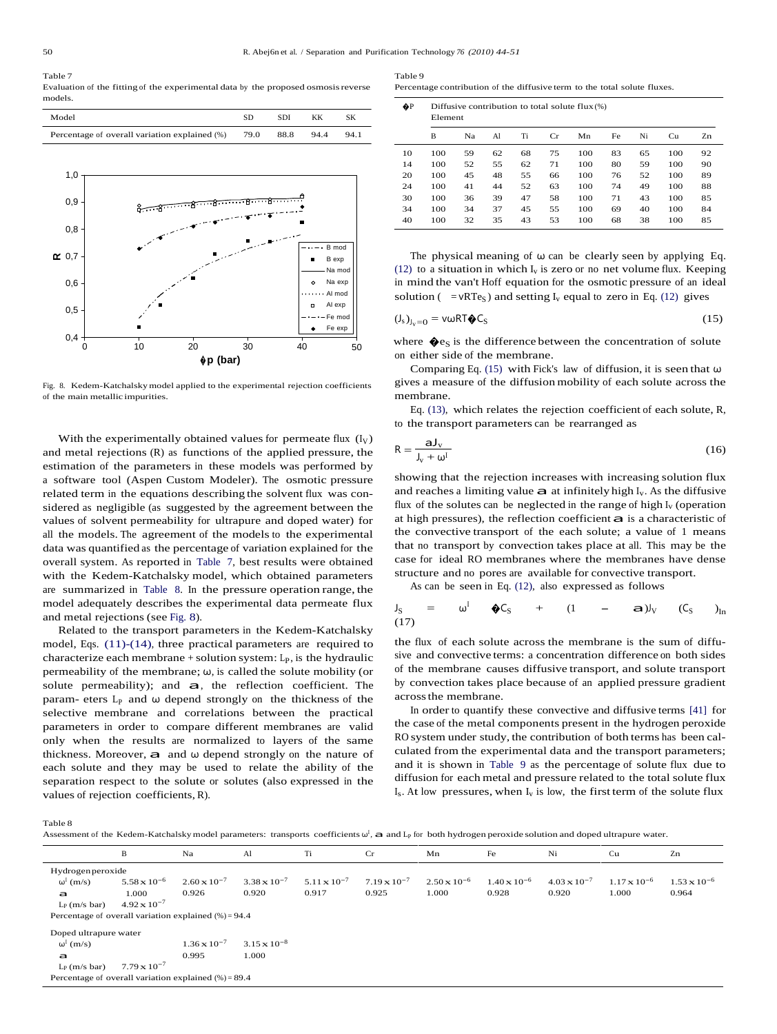Table 7
Evaluation of the fitting of the experimental data by the proposed osmosis reverse models.

| Model | SD | SDI | KK | SK |
|---|---|---|---|---|
| Percentage of overall variation explained (%) | 79.0 | 88.8 | 94.4 | 94.1 |

Fig. 8. Kedem-Katchalsky model applied to the experimental rejection coefficients of the main metallic impurities.

With the experimentally obtained values for permeate flux ($J_V$) and metal rejections (R) as functions of the applied pressure, the estimation of the parameters in these models was performed by a software tool (Aspen Custom Modeler). The osmotic pressure related term in the equations describing the solvent flux was considered as negligible (as suggested by the agreement between the values of solvent permeability for ultrapure and doped water) for all the models. The agreement of the models to the experimental data was quantified as the percentage of variation explained for the overall system. As reported in Table 7, best results were obtained with the Kedem-Katchalsky model, which obtained parameters are summarized in Table 8. In the pressure operation range, the model adequately describes the experimental data permeate flux and metal rejections (see Fig. 8).

Related to the transport parameters in the Kedem-Katchalsky model, Eqs. (11)-(14), three practical parameters are required to characterize each membrane + solution system: $L_P$, is the hydraulic permeability of the membrane; ω, is called the solute mobility (or solute permeability); and σ, the reflection coefficient. The param- eters $L_P$ and ω depend strongly on the thickness of the selective membrane and correlations between the practical parameters in order to compare different membranes are valid only when the results are normalized to layers of the same thickness. Moreover, σ and ω depend strongly on the nature of each solute and they may be used to relate the ability of the separation respect to the solute or solutes (also expressed in the values of rejection coefficients, R).

Table 9
Percentage contribution of the diffusive term to the total solute fluxes.

| ΔP | Diffusive contribution to total solute flux (%) Element | | | | | | | | | |
|---|---|---|---|---|---|---|---|---|---|---|
| | B | Na | Al | Ti | Cr | Mn | Fe | Ni | Cu | Zn |
| 10 | 100 | 59 | 62 | 68 | 75 | 100 | 83 | 65 | 100 | 92 |
| 14 | 100 | 52 | 55 | 62 | 71 | 100 | 80 | 59 | 100 | 90 |
| 20 | 100 | 45 | 48 | 55 | 66 | 100 | 76 | 52 | 100 | 89 |
| 24 | 100 | 41 | 44 | 52 | 63 | 100 | 74 | 49 | 100 | 88 |
| 30 | 100 | 36 | 39 | 47 | 58 | 100 | 71 | 43 | 100 | 85 |
| 34 | 100 | 34 | 37 | 45 | 55 | 100 | 69 | 40 | 100 | 84 |
| 40 | 100 | 32 | 35 | 43 | 53 | 100 | 68 | 38 | 100 | 85 |

The physical meaning of ω can be clearly seen by applying Eq. (12) to a situation in which $J_V$ is zero or no net volume flux. Keeping in mind the van't Hoff equation for the osmotic pressure of an ideal solution ($\Delta\pi = \nu RT\Delta C_S$) and setting $J_V$ equal to zero in Eq. (12) gives

$$(J_s)_{J_v=0} = \nu\omega RT\Delta C_S \tag{15}$$

where $\Delta C_S$ is the difference between the concentration of solute on either side of the membrane.

Comparing Eq. (15) with Fick's law of diffusion, it is seen that ω gives a measure of the diffusion mobility of each solute across the membrane.

Eq. (13), which relates the rejection coefficient of each solute, R, to the transport parameters can be rearranged as

$$R = \frac{\sigma J_v}{J_v + \omega^I} \tag{16}$$

showing that the rejection increases with increasing solution flux and reaches a limiting value σ at infinitely high $J_V$. As the diffusive flux of the solutes can be neglected in the range of high $J_V$ (operation at high pressures), the reflection coefficient σ is a characteristic of the convective transport of the each solute; a value of 1 means that no transport by convection takes place at all. This may be the case for ideal RO membranes where the membranes have dense structure and no pores are available for convective transport.

As can be seen in Eq. (12), also expressed as follows

$$J_S = \omega^I \Delta C_S + (1 - \sigma)J_V (C_S)_{ln} \tag{17}$$

the flux of each solute across the membrane is the sum of diffusive and convective terms: a concentration difference on both sides of the membrane causes diffusive transport, and solute transport by convection takes place because of an applied pressure gradient across the membrane.

In order to quantify these convective and diffusive terms [41] for the case of the metal components present in the hydrogen peroxide RO system under study, the contribution of both terms has been calculated from the experimental data and the transport parameters; and it is shown in Table 9 as the percentage of solute flux due to diffusion for each metal and pressure related to the total solute flux $J_s$. At low pressures, when $J_V$ is low, the first term of the solute flux

Table 8
Assessment of the Kedem-Katchalsky model parameters: transports coefficients $\omega^I$, σ and $L_P$ for both hydrogen peroxide solution and doped ultrapure water.

| | B | Na | Al | Ti | Cr | Mn | Fe | Ni | Cu | Zn |
|---|---|---|---|---|---|---|---|---|---|---|
| Hydrogen peroxide | | | | | | | | | | |
| $\omega^I$ (m/s) | $5.58\times10^{-6}$ | $2.60\times10^{-7}$ | $3.38\times10^{-7}$ | $5.11\times10^{-7}$ | $7.19\times10^{-7}$ | $2.50\times10^{-6}$ | $1.40\times10^{-6}$ | $4.03\times10^{-7}$ | $1.17\times10^{-6}$ | $1.53\times10^{-6}$ |
| σ | 1.000 | 0.926 | 0.920 | 0.917 | 0.925 | 1.000 | 0.928 | 0.920 | 1.000 | 0.964 |
| $L_P$ (m/s bar) | $4.92\times10^{-7}$ | | | | | | | | | |
| Percentage of overall variation explained (%) = 94.4 | | | | | | | | | | |
| Doped ultrapure water | | | | | | | | | | |
| $\omega^I$ (m/s) | | $1.36\times10^{-7}$ | $3.15\times10^{-8}$ | | | | | | | |
| σ | | 0.995 | 1.000 | | | | | | | |
| $L_P$ (m/s bar) | $7.79\times10^{-7}$ | | | | | | | | | |
| Percentage of overall variation explained (%) = 89.4 | | | | | | | | | | |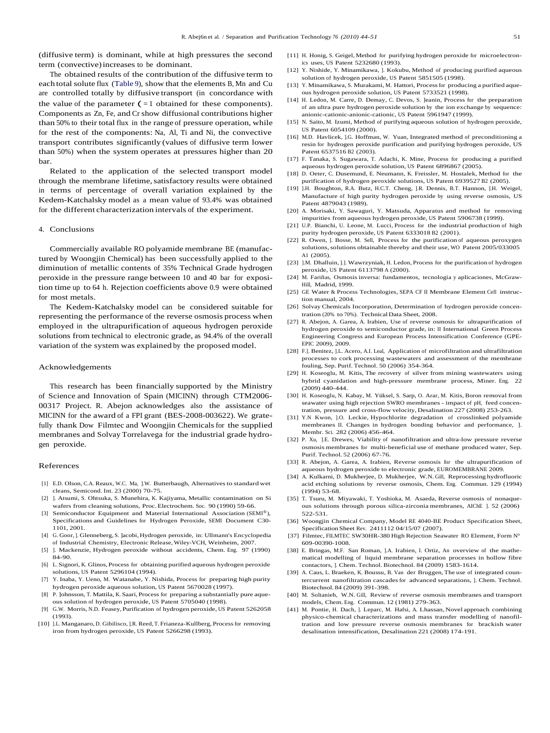(diffusive term) is dominant, while at high pressures the second term (convective) increases to be dominant.

The obtained results of the contribution of the diffusive term to each total solute flux (Table 9), show that the elements B, Mn and Cu are controlled totally by diffusive transport (in concordance with the value of the parameter $\zeta = 1$ obtained for these components). Components as Zn, Fe, and Cr show diffusional contributions higher than 50% to their total flux in the range of pressure operation, while for the rest of the components: Na, Al, Ti and Ni, the convective transport contributes significantly (values of diffusive term lower than 50%) when the system operates at pressures higher than 20 bar.

Related to the application of the selected transport model through the membrane lifetime, satisfactory results were obtained in terms of percentage of overall variation explained by the Kedem-Katchalsky model as a mean value of 93.4% was obtained for the different characterization intervals of the experiment.

## 4. Conclusions

Commercially available RO polyamide membrane BE (manufactured by Woongjin Chemical) has been successfully applied to the diminution of metallic contents of 35% Technical Grade hydrogen peroxide in the pressure range between 10 and 40 bar for exposition time up to 64 h. Rejection coefficients above 0.9 were obtained for most metals.

The Kedem-Katchalsky model can be considered suitable for representing the performance of the reverse osmosis process when employed in the ultrapurification of aqueous hydrogen peroxide solutions from technical to electronic grade, as 94.4% of the overall variation of the system was explained by the proposed model.

## Acknowledgements

This research has been financially supported by the Ministry of Science and Innovation of Spain (MICINN) through CTM2006-00317 Project. R. Abejon acknowledges also the assistance of MICINN for the award of a FPI grant (BES-2008-003622). We gratefully thank Dow Filmtec and Woongjin Chemicals for the supplied membranes and Solvay Torrelavega for the industrial grade hydrogen peroxide.

## References

[1] E.D. Olson, C.A. Reaux, W.C. Ma, J.W. Butterbaugh, Alternatives to standard wet cleans, Semicond. Int. 23 (2000) 70-75.
[2] J. Atsumi, S. Ohtsuka, S. Munehira, K. Kajiyama, Metallic contamination on Si wafers from cleaning solutions, Proc. Electrochem. Soc. 90 (1990) 59-66.
[3] Semiconductor Equipment and Material International Association (SEMI®), Specifications and Guidelines for Hydrogen Peroxide, SEMI Document C30-1101, 2001.
[4] G. Goor, J. Glenneberg, S. Jacobi, Hydrogen peroxide, in: Ullmann's Encyclopedia of Industrial Chemistry, Electronic Release, Wiley-VCH, Weinheim, 2007.
[5] J. Mackenzie, Hydrogen peroxide without accidents, Chem. Eng. 97 (1990) 84-90.
[6] L. Signori, K. Glinos, Process for obtaining purified aqueous hydrogen peroxide solutions, US Patent 5296104 (1994).
[7] Y. Inaba, Y. Ueno, M. Watanabe, Y. Nishida, Process for preparing high purity hydrogen peroxide aqueous solution, US Patent 5670028 (1997).
[8] P. Johnsson, T. Mattila, K. Saari, Process for preparing a substantially pure aqueous solution of hydrogen peroxide, US Patent 5705040 (1998).
[9] G.W. Morris, N.D. Feasey, Purification of hydrogen peroxide, US Patent 5262058 (1993).
[10] J.L. Manganaro, D. Gibilisco, J.R. Reed, T. Frianeza-Kullberg, Process for removing iron from hydrogen peroxide, US Patent 5266298 (1993).
[11] H. Honig, S. Geigel, Method for purifying hydrogen peroxide for microelectronics uses, US Patent 5232680 (1993).
[12] Y. Nishide, Y. Minamikawa, J. Kokubu, Method of producing purified aqueous solution of hydrogen peroxide, US Patent 5851505 (1998).
[13] Y. Minamikawa, S. Murakami, M. Hattori, Process for producing a purified aqueous hydrogen peroxide solution, US Patent 5733521 (1998).
[14] H. Ledon, M. Carre, D. Demay, C. Devos, S. Jeanin, Process for the preparation of an ultra pure hydrogen peroxide solution by the ion exchange by sequence: anionic-cationic-anionic-cationic, US Patent 5961947 (1999).
[15] N. Saito, M. Izumi, Method of purifying aqueous solution of hydrogen peroxide, US Patent 6054109 (2000).
[16] M.D. Havlicek, J.G. Hoffman, W. Yuan, Integrated method of preconditioning a resin for hydrogen peroxide purification and purifying hydrogen peroxide, US Patent 6537516 B2 (2003).
[17] F. Tanaka, S. Sugawara, T. Adachi, K. Mine, Process for producing a purified aqueous hydrogen peroxide solution, US Patent 6896867 (2005).
[18] D. Oeter, C. Dusemund, E. Neumann, K. Freissler, M. Hostalek, Method for the purification of hydrogen peroxide solutions, US Patent 6939527 B2 (2005).
[19] J.H. Boughton, R.A. Butz, H.C.T. Cheng, J.R. Dennis, B.T. Hannon, J.H. Weigel, Manufacture of high purity hydrogen peroxide by using reverse osmosis, US Patent 4879043 (1989).
[20] A. Morisaki, Y. Sawaguri, Y. Matsuda, Apparatus and method for removing impurities from aqueous hydrogen peroxide, US Patent 5906738 (1999).
[21] U.P. Bianchi, U. Leone, M. Lucci, Process for the industrial production of high purity hydrogen peroxide, US Patent 6333018 B2 (2001).
[22] R. Owen, J. Bosse, M. Sell, Process for the purification of aqueous peroxygen solutions, solutions obtainable thereby and their use, WO Patent 2005/033005 A1 (2005).
[23] J.M. Dhalluin, J.J. Wawrzyniak, H. Ledon, Process for the purification of hydrogen peroxide, US Patent 6113798 A (2000).
[24] M. Fariñas, Osmosis inversa: fundamentos, tecnologia y aplicaciones, McGraw-Hill, Madrid, 1999.
[25] GE Water & Process Technologies, SEPA CF II Membrane Element Cell instruction manual, 2004.
[26] Solvay Chemicals Incorporation, Determination of hydrogen peroxide concentration (20% to 70%). Technical Data Sheet, 2008.
[27] R. Abejon, A. Garea, A. Irabien, Use of reverse osmosis for ultrapurification of hydrogen peroxide to semiconductor grade, in: II International Green Process Engineering Congress and European Process Intensification Conference (GPE-EPIC 2009), 2009.
[28] F.J. Benitez, J.L. Acero, A.I. Leal, Application of microfiltration and ultrafiltration processes to cork processing wastewaters and assessment of the membrane fouling, Sep. Purif. Technol. 50 (2006) 354-364.
[29] H. Koseoglu, M. Kitis, The recovery of silver from mining wastewaters using hybrid cyanidation and high-pressure membrane process, Miner. Eng. 22 (2009) 440-444.
[30] H. Koseoglu, N. Kabay, M. Yüksel, S. Sarp, O. Arar, M. Kitis, Boron removal from seawater using high rejection SWRO membranes - impact of pH, feed concentration, pressure and cross-flow velocity, Desalination 227 (2008) 253-263.
[31] Y.N Kwon, J.O. Leckie, Hypochlorite degradation of crosslinked polyamide membranes II. Changes in hydrogen bonding behavior and performance, J. Membr. Sci. 282 (2006) 456-464.
[32] P. Xu, J.E. Drewes, Viability of nanofiltration and ultra-low pressure reverse osmosis membranes for multi-beneficial use of methane produced water, Sep. Purif. Technol. 52 (2006) 67-76.
[33] R. Abejon, A. Garea, A. Irabien, Reverse osmosis for the ultrapurification of aqueous hydrogen peroxide to electronic grade, EUROMEMBRANE 2009.
[34] A. Kulkarni, D. Mukherjee, D. Mukherjee, W.N. Gill, Reprocessing hydrofluoric acid etching solutions by reverse osmosis, Chem. Eng. Commun. 129 (1994) 53-68.
[35] T. Tsuru, M. Miyawaki, T. Yoshioka, M. Asaeda, Reverse osmosis of nonaqueous solutions through porous silica-zirconia membranes, AIChE J. 52 (2006) 522-531.
[36] Woongjin Chemical Company, Model RE 4040-BE Product Specification Sheet, Specification Sheet Rev. 2411112 04/15/07 (2007).
[37] Filmtec, FILMTEC SW30HR-380 High Rejection Seawater RO Element, Form N° 609-00390-1008.
[38] E. Bringas, M.F. San Roman, J.A. Irabien, I. Ortiz, An overview of the mathematical modelling of liquid membrane separation processes in hollow fibre contactors, J. Chem. Technol. Biotechnol. 84 (2009) 1583-1614.
[39] A. Caus, L. Braeken, K. Boussu, B. Van der Bruggen, The use of integrated countercurrent nanofiltration cascades for advanced separations, J. Chem. Technol. Biotechnol. 84 (2009) 391-398.
[40] M. Soltanieh, W.N. Gill, Review of reverse osmosis membranes and transport models, Chem. Eng. Commun. 12 (1981) 279-363.
[41] M. Pontie, H. Dach, J. Leparc, M. Hafsi, A. Lhassan, Novel approach combining physico-chemical characterizations and mass transfer modelling of nanofiltration and low pressure reverse osmosis membranes for brackish water desalination intensification, Desalination 221 (2008) 174-191.